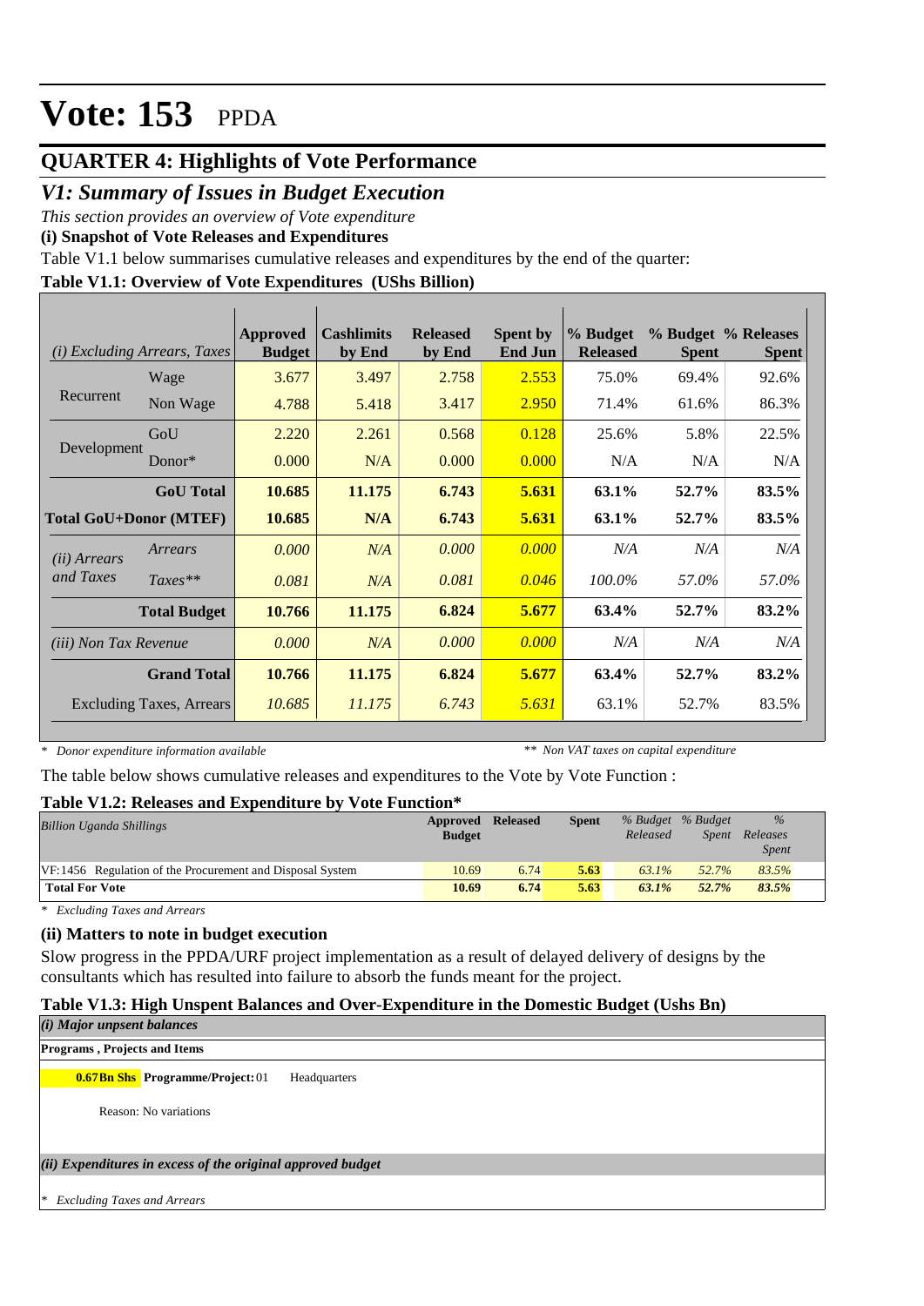# Vote: 153 PPDA

## QUARTER 4: Highlights of Vote Performance

## *V1: Summary of Issues in Budget Execution*

*This section provides an overview of Vote expenditure*

**(i) Snapshot of Vote Releases and Expenditures**

Table V1.1 below summarises cumulative releases and expenditures by the end of the quarter:

**Table V1.1: Overview of Vote Expenditures (UShs Billion)**

| *(i) Excluding Arrears, Taxes* | | Approved Budget | Cashlimits by End | Released by End | Spent by End Jun | % Budget Released | % Budget Spent | % Releases Spent |
|---|---|---|---|---|---|---|---|---|
| Recurrent | Wage | 3.677 | 3.497 | 2.758 | 2.553 | 75.0% | 69.4% | 92.6% |
| | Non Wage | 4.788 | 5.418 | 3.417 | 2.950 | 71.4% | 61.6% | 86.3% |
| Development | GoU | 2.220 | 2.261 | 0.568 | 0.128 | 25.6% | 5.8% | 22.5% |
| | Donor* | 0.000 | N/A | 0.000 | 0.000 | N/A | N/A | N/A |
| | **GoU Total** | **10.685** | **11.175** | **6.743** | **5.631** | **63.1%** | **52.7%** | **83.5%** |
| **Total GoU+Donor (MTEF)** | | **10.685** | **N/A** | **6.743** | **5.631** | **63.1%** | **52.7%** | **83.5%** |
| *(ii) Arrears and Taxes* | *Arrears* | *0.000* | *N/A* | *0.000* | *0.000* | *N/A* | *N/A* | *N/A* |
| | *Taxes*** | *0.081* | *N/A* | *0.081* | *0.046* | *100.0%* | *57.0%* | *57.0%* |
| | **Total Budget** | **10.766** | **11.175** | **6.824** | **5.677** | **63.4%** | **52.7%** | **83.2%** |
| *(iii) Non Tax Revenue* | | *0.000* | *N/A* | *0.000* | *0.000* | *N/A* | *N/A* | *N/A* |
| | **Grand Total** | **10.766** | **11.175** | **6.824** | **5.677** | **63.4%** | **52.7%** | **83.2%** |
| Excluding Taxes, Arrears | | *10.685* | *11.175* | *6.743* | *5.631* | 63.1% | 52.7% | 83.5% |

*\* Donor expenditure information available* *\*\* Non VAT taxes on capital expenditure*

The table below shows cumulative releases and expenditures to the Vote by Vote Function :

**Table V1.2: Releases and Expenditure by Vote Function\***

| *Billion Uganda Shillings* | Approved Budget | Released | Spent | *% Budget Released* | *% Budget Spent* | *% Releases Spent* |
|---|---|---|---|---|---|---|
| VF:1456 Regulation of the Procurement and Disposal System | 10.69 | 6.74 | 5.63 | *63.1%* | *52.7%* | *83.5%* |
| **Total For Vote** | **10.69** | **6.74** | **5.63** | ***63.1%*** | ***52.7%*** | ***83.5%*** |

*\* Excluding Taxes and Arrears*

**(ii) Matters to note in budget execution**

Slow progress in the PPDA/URF project implementation as a result of delayed delivery of designs by the consultants which has resulted into failure to absorb the funds meant for the project.

**Table V1.3: High Unspent Balances and Over-Expenditure in the Domestic Budget (Ushs Bn)**

*(i) Major unpsent balances*

**Programs , Projects and Items**

**0.67Bn Shs** **Programme/Project:** 01 Headquarters

Reason: No variations

*(ii) Expenditures in excess of the original approved budget*

*\* Excluding Taxes and Arrears*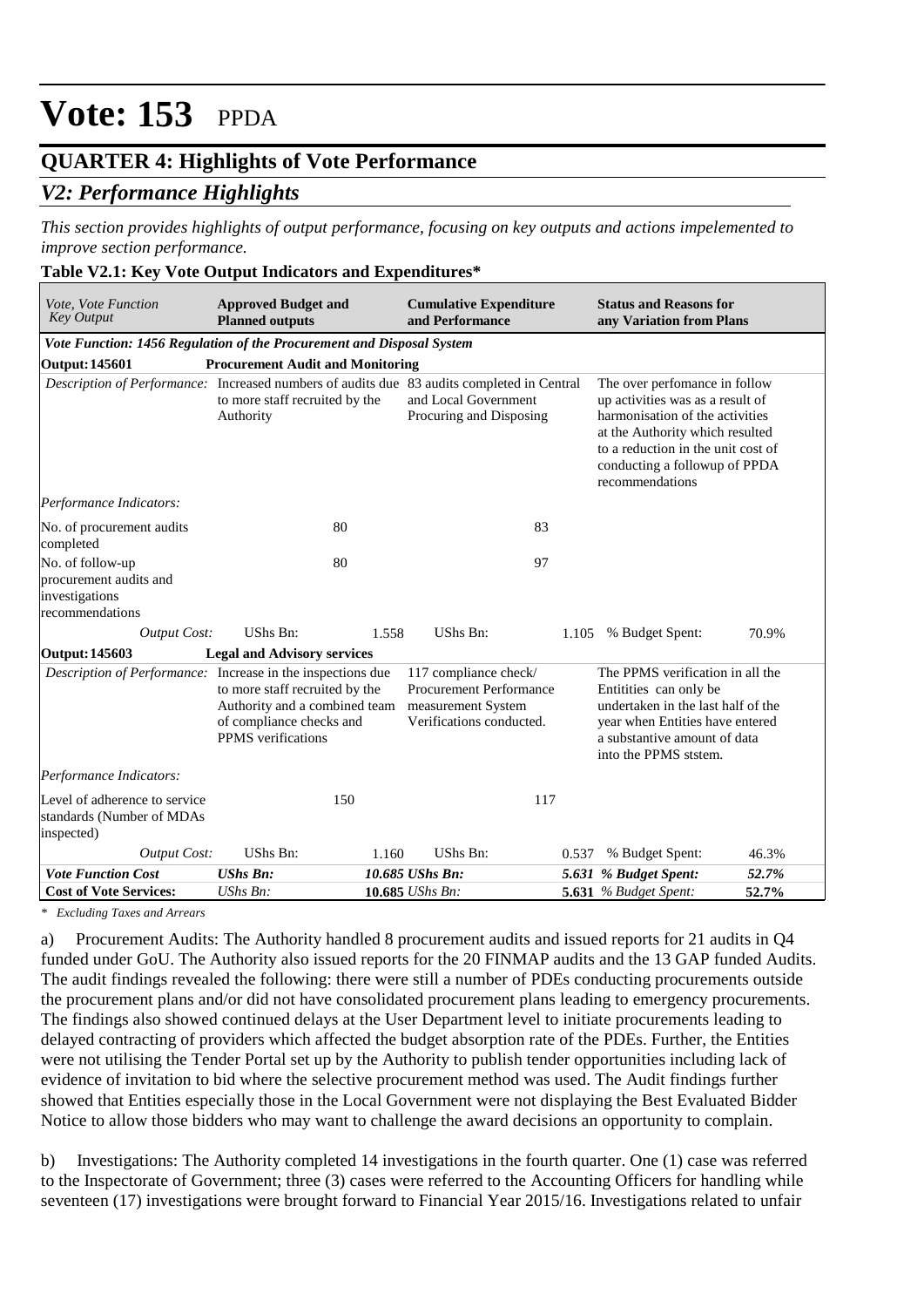# Vote: 153 PPDA

## QUARTER 4: Highlights of Vote Performance

### *V2: Performance Highlights*

*This section provides highlights of output performance, focusing on key outputs and actions impelemented to improve section performance.*

**Table V2.1: Key Vote Output Indicators and Expenditures***

| *Vote, Vote Function Key Output* | **Approved Budget and Planned outputs** | | **Cumulative Expenditure and Performance** | | **Status and Reasons for any Variation from Plans** | |
|---|---|---|---|---|---|---|
| ***Vote Function: 1456 Regulation of the Procurement and Disposal System*** | | | | | | |
| **Output: 145601** | **Procurement Audit and Monitoring** | | | | | |
| *Description of Performance:* | Increased numbers of audits due to more staff recruited by the Authority | | 83 audits completed in Central and Local Government Procuring and Disposing | | The over perfomance in follow up activities was as a result of harmonisation of the activities at the Authority which resulted to a reduction in the unit cost of conducting a followup of PPDA recommendations | |
| *Performance Indicators:* | | | | | | |
| No. of procurement audits completed | | 80 | | 83 | | |
| No. of follow-up procurement audits and investigations recommendations | | 80 | | 97 | | |
| *Output Cost:* | UShs Bn: | 1.558 | UShs Bn: | 1.105 | % Budget Spent: | 70.9% |
| **Output: 145603** | **Legal and Advisory services** | | | | | |
| *Description of Performance:* | Increase in the inspections due to more staff recruited by the Authority and a combined team of compliance checks and PPMS verifications | | 117 compliance check/ Procurement Performance measurement System Verifications conducted. | | The PPMS verification in all the Entitities can only be undertaken in the last half of the year when Entities have entered a substantive amount of data into the PPMS ststem. | |
| *Performance Indicators:* | | | | | | |
| Level of adherence to service standards (Number of MDAs inspected) | | 150 | | 117 | | |
| *Output Cost:* | UShs Bn: | 1.160 | UShs Bn: | 0.537 | % Budget Spent: | 46.3% |
| ***Vote Function Cost*** | ***UShs Bn:*** | ***10.685*** | ***UShs Bn:*** | ***5.631*** | ***% Budget Spent:*** | ***52.7%*** |
| **Cost of Vote Services:** | *UShs Bn:* | **10.685** | *UShs Bn:* | **5.631** | *% Budget Spent:* | **52.7%** |

*\* Excluding Taxes and Arrears*

a) Procurement Audits: The Authority handled 8 procurement audits and issued reports for 21 audits in Q4 funded under GoU. The Authority also issued reports for the 20 FINMAP audits and the 13 GAP funded Audits. The audit findings revealed the following: there were still a number of PDEs conducting procurements outside the procurement plans and/or did not have consolidated procurement plans leading to emergency procurements. The findings also showed continued delays at the User Department level to initiate procurements leading to delayed contracting of providers which affected the budget absorption rate of the PDEs. Further, the Entities were not utilising the Tender Portal set up by the Authority to publish tender opportunities including lack of evidence of invitation to bid where the selective procurement method was used. The Audit findings further showed that Entities especially those in the Local Government were not displaying the Best Evaluated Bidder Notice to allow those bidders who may want to challenge the award decisions an opportunity to complain.

b) Investigations: The Authority completed 14 investigations in the fourth quarter. One (1) case was referred to the Inspectorate of Government; three (3) cases were referred to the Accounting Officers for handling while seventeen (17) investigations were brought forward to Financial Year 2015/16. Investigations related to unfair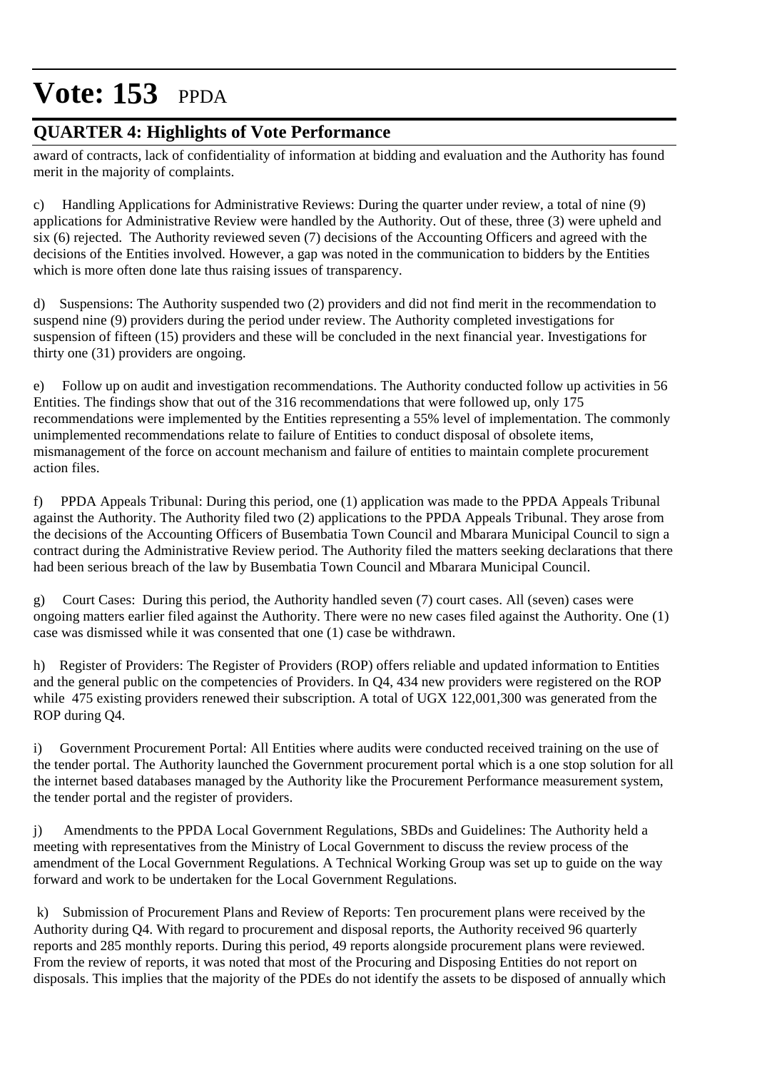# Vote: 153 PPDA

## QUARTER 4: Highlights of Vote Performance

award of contracts, lack of confidentiality of information at bidding and evaluation and the Authority has found merit in the majority of complaints.

c) Handling Applications for Administrative Reviews: During the quarter under review, a total of nine (9) applications for Administrative Review were handled by the Authority. Out of these, three (3) were upheld and six (6) rejected. The Authority reviewed seven (7) decisions of the Accounting Officers and agreed with the decisions of the Entities involved. However, a gap was noted in the communication to bidders by the Entities which is more often done late thus raising issues of transparency.

d) Suspensions: The Authority suspended two (2) providers and did not find merit in the recommendation to suspend nine (9) providers during the period under review. The Authority completed investigations for suspension of fifteen (15) providers and these will be concluded in the next financial year. Investigations for thirty one (31) providers are ongoing.

e) Follow up on audit and investigation recommendations. The Authority conducted follow up activities in 56 Entities. The findings show that out of the 316 recommendations that were followed up, only 175 recommendations were implemented by the Entities representing a 55% level of implementation. The commonly unimplemented recommendations relate to failure of Entities to conduct disposal of obsolete items, mismanagement of the force on account mechanism and failure of entities to maintain complete procurement action files.

f) PPDA Appeals Tribunal: During this period, one (1) application was made to the PPDA Appeals Tribunal against the Authority. The Authority filed two (2) applications to the PPDA Appeals Tribunal. They arose from the decisions of the Accounting Officers of Busembatia Town Council and Mbarara Municipal Council to sign a contract during the Administrative Review period. The Authority filed the matters seeking declarations that there had been serious breach of the law by Busembatia Town Council and Mbarara Municipal Council.

g) Court Cases: During this period, the Authority handled seven (7) court cases. All (seven) cases were ongoing matters earlier filed against the Authority. There were no new cases filed against the Authority. One (1) case was dismissed while it was consented that one (1) case be withdrawn.

h) Register of Providers: The Register of Providers (ROP) offers reliable and updated information to Entities and the general public on the competencies of Providers. In Q4, 434 new providers were registered on the ROP while 475 existing providers renewed their subscription. A total of UGX 122,001,300 was generated from the ROP during Q4.

i) Government Procurement Portal: All Entities where audits were conducted received training on the use of the tender portal. The Authority launched the Government procurement portal which is a one stop solution for all the internet based databases managed by the Authority like the Procurement Performance measurement system, the tender portal and the register of providers.

j) Amendments to the PPDA Local Government Regulations, SBDs and Guidelines: The Authority held a meeting with representatives from the Ministry of Local Government to discuss the review process of the amendment of the Local Government Regulations. A Technical Working Group was set up to guide on the way forward and work to be undertaken for the Local Government Regulations.

k) Submission of Procurement Plans and Review of Reports: Ten procurement plans were received by the Authority during Q4. With regard to procurement and disposal reports, the Authority received 96 quarterly reports and 285 monthly reports. During this period, 49 reports alongside procurement plans were reviewed. From the review of reports, it was noted that most of the Procuring and Disposing Entities do not report on disposals. This implies that the majority of the PDEs do not identify the assets to be disposed of annually which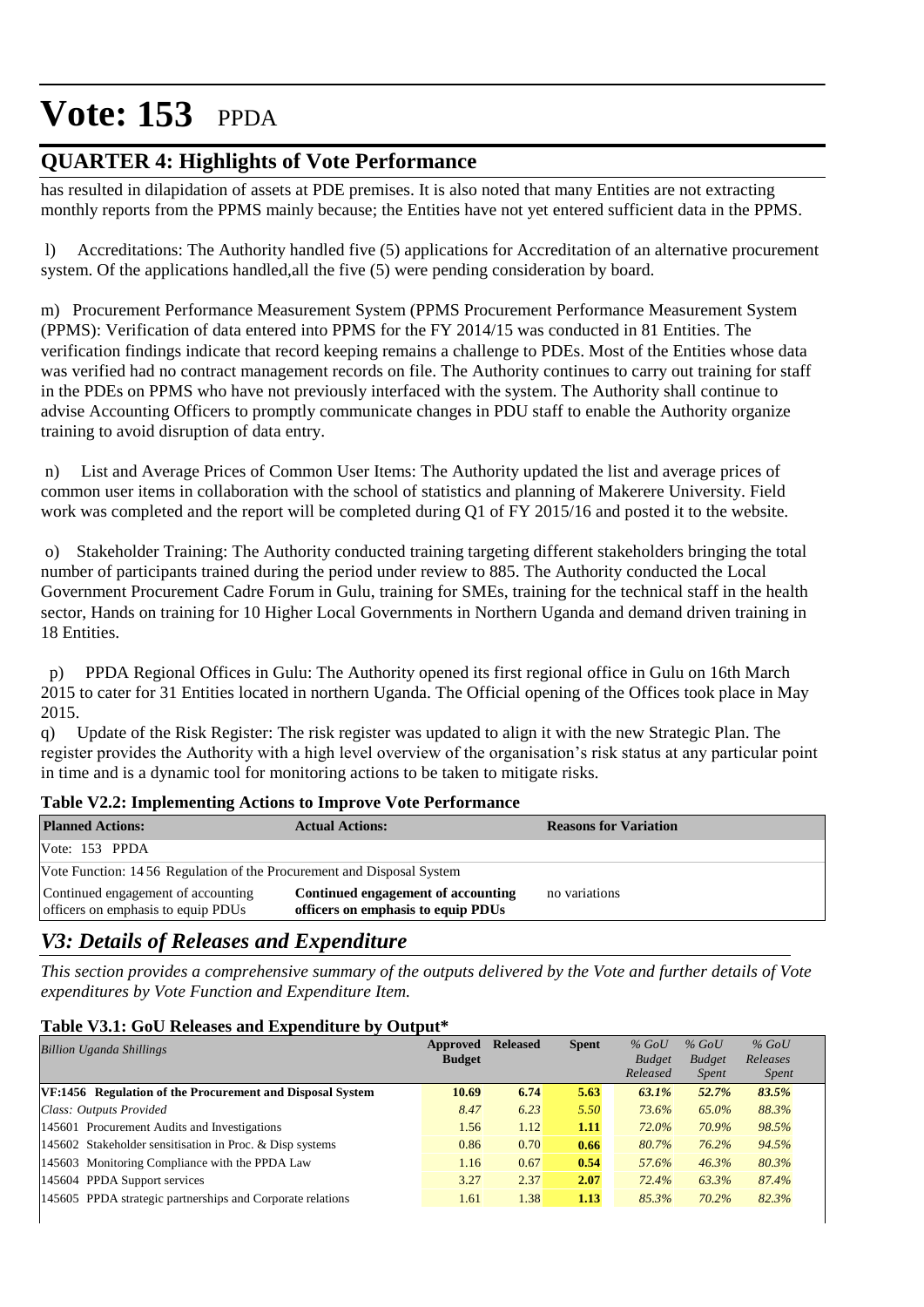# Vote: 153 PPDA

## QUARTER 4: Highlights of Vote Performance

has resulted in dilapidation of assets at PDE premises. It is also noted that many Entities are not extracting monthly reports from the PPMS mainly because; the Entities have not yet entered sufficient data in the PPMS.

l) Accreditations: The Authority handled five (5) applications for Accreditation of an alternative procurement system. Of the applications handled,all the five (5) were pending consideration by board.

m) Procurement Performance Measurement System (PPMS Procurement Performance Measurement System (PPMS): Verification of data entered into PPMS for the FY 2014/15 was conducted in 81 Entities. The verification findings indicate that record keeping remains a challenge to PDEs. Most of the Entities whose data was verified had no contract management records on file. The Authority continues to carry out training for staff in the PDEs on PPMS who have not previously interfaced with the system. The Authority shall continue to advise Accounting Officers to promptly communicate changes in PDU staff to enable the Authority organize training to avoid disruption of data entry.

n) List and Average Prices of Common User Items: The Authority updated the list and average prices of common user items in collaboration with the school of statistics and planning of Makerere University. Field work was completed and the report will be completed during Q1 of FY 2015/16 and posted it to the website.

o) Stakeholder Training: The Authority conducted training targeting different stakeholders bringing the total number of participants trained during the period under review to 885. The Authority conducted the Local Government Procurement Cadre Forum in Gulu, training for SMEs, training for the technical staff in the health sector, Hands on training for 10 Higher Local Governments in Northern Uganda and demand driven training in 18 Entities.

p) PPDA Regional Offices in Gulu: The Authority opened its first regional office in Gulu on 16th March 2015 to cater for 31 Entities located in northern Uganda. The Official opening of the Offices took place in May 2015.

q) Update of the Risk Register: The risk register was updated to align it with the new Strategic Plan. The register provides the Authority with a high level overview of the organisation's risk status at any particular point in time and is a dynamic tool for monitoring actions to be taken to mitigate risks.

**Table V2.2: Implementing Actions to Improve Vote Performance**

| Planned Actions: | Actual Actions: | Reasons for Variation |
|---|---|---|
| Vote: 153 PPDA | | |
| Vote Function: 14 56 Regulation of the Procurement and Disposal System | | |
| Continued engagement of accounting officers on emphasis to equip PDUs | **Continued engagement of accounting officers on emphasis to equip PDUs** | no variations |

## *V3: Details of Releases and Expenditure*

*This section provides a comprehensive summary of the outputs delivered by the Vote and further details of Vote expenditures by Vote Function and Expenditure Item.*

**Table V3.1: GoU Releases and Expenditure by Output***

| *Billion Uganda Shillings* | Approved Budget | Released | Spent | *% GoU Budget Released* | *% GoU Budget Spent* | *% GoU Releases Spent* |
|---|---|---|---|---|---|---|
| **VF:1456 Regulation of the Procurement and Disposal System** | **10.69** | **6.74** | **5.63** | ***63.1%*** | ***52.7%*** | ***83.5%*** |
| *Class: Outputs Provided* | *8.47* | *6.23* | *5.50* | *73.6%* | *65.0%* | *88.3%* |
| 145601 Procurement Audits and Investigations | 1.56 | 1.12 | **1.11** | *72.0%* | *70.9%* | *98.5%* |
| 145602 Stakeholder sensitisation in Proc. & Disp systems | 0.86 | 0.70 | **0.66** | *80.7%* | *76.2%* | *94.5%* |
| 145603 Monitoring Compliance with the PPDA Law | 1.16 | 0.67 | **0.54** | *57.6%* | *46.3%* | *80.3%* |
| 145604 PPDA Support services | 3.27 | 2.37 | **2.07** | *72.4%* | *63.3%* | *87.4%* |
| 145605 PPDA strategic partnerships and Corporate relations | 1.61 | 1.38 | **1.13** | *85.3%* | *70.2%* | *82.3%* |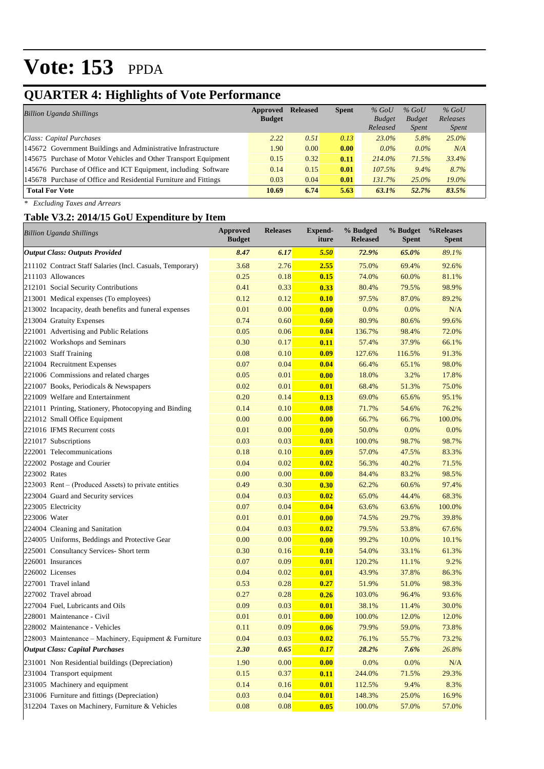# Vote: 153 PPDA

## QUARTER 4: Highlights of Vote Performance

| *Billion Uganda Shillings* | **Approved Budget** | **Released** | **Spent** | *% GoU Budget Released* | *% GoU Budget Spent* | *% GoU Releases Spent* |
|---|---|---|---|---|---|---|
| *Class: Capital Purchases* | *2.22* | *0.51* | *0.13* | *23.0%* | *5.8%* | *25.0%* |
| 145672 Government Buildings and Administrative Infrastructure | 1.90 | 0.00 | **0.00** | *0.0%* | *0.0%* | *N/A* |
| 145675 Purchase of Motor Vehicles and Other Transport Equipment | 0.15 | 0.32 | **0.11** | *214.0%* | *71.5%* | *33.4%* |
| 145676 Purchase of Office and ICT Equipment, including Software | 0.14 | 0.15 | **0.01** | *107.5%* | *9.4%* | *8.7%* |
| 145678 Purchase of Office and Residential Furniture and Fittings | 0.03 | 0.04 | **0.01** | *131.7%* | *25.0%* | *19.0%* |
| **Total For Vote** | **10.69** | **6.74** | **5.63** | ***63.1%*** | ***52.7%*** | ***83.5%*** |

*\* Excluding Taxes and Arrears*

### Table V3.2: 2014/15 GoU Expenditure by Item

| *Billion Uganda Shillings* | **Approved Budget** | **Releases** | **Expend-iture** | **% Budgeted Released** | **% Budget Spent** | **%Releases Spent** |
|---|---|---|---|---|---|---|
| ***Output Class: Outputs Provided*** | ***8.47*** | ***6.17*** | ***5.50*** | ***72.9%*** | ***65.0%*** | *89.1%* |
| 211102 Contract Staff Salaries (Incl. Casuals, Temporary) | 3.68 | 2.76 | **2.55** | 75.0% | 69.4% | 92.6% |
| 211103 Allowances | 0.25 | 0.18 | **0.15** | 74.0% | 60.0% | 81.1% |
| 212101 Social Security Contributions | 0.41 | 0.33 | **0.33** | 80.4% | 79.5% | 98.9% |
| 213001 Medical expenses (To employees) | 0.12 | 0.12 | **0.10** | 97.5% | 87.0% | 89.2% |
| 213002 Incapacity, death benefits and funeral expenses | 0.01 | 0.00 | **0.00** | 0.0% | 0.0% | N/A |
| 213004 Gratuity Expenses | 0.74 | 0.60 | **0.60** | 80.9% | 80.6% | 99.6% |
| 221001 Advertising and Public Relations | 0.05 | 0.06 | **0.04** | 136.7% | 98.4% | 72.0% |
| 221002 Workshops and Seminars | 0.30 | 0.17 | **0.11** | 57.4% | 37.9% | 66.1% |
| 221003 Staff Training | 0.08 | 0.10 | **0.09** | 127.6% | 116.5% | 91.3% |
| 221004 Recruitment Expenses | 0.07 | 0.04 | **0.04** | 66.4% | 65.1% | 98.0% |
| 221006 Commissions and related charges | 0.05 | 0.01 | **0.00** | 18.0% | 3.2% | 17.8% |
| 221007 Books, Periodicals & Newspapers | 0.02 | 0.01 | **0.01** | 68.4% | 51.3% | 75.0% |
| 221009 Welfare and Entertainment | 0.20 | 0.14 | **0.13** | 69.0% | 65.6% | 95.1% |
| 221011 Printing, Stationery, Photocopying and Binding | 0.14 | 0.10 | **0.08** | 71.7% | 54.6% | 76.2% |
| 221012 Small Office Equipment | 0.00 | 0.00 | **0.00** | 66.7% | 66.7% | 100.0% |
| 221016 IFMS Recurrent costs | 0.01 | 0.00 | **0.00** | 50.0% | 0.0% | 0.0% |
| 221017 Subscriptions | 0.03 | 0.03 | **0.03** | 100.0% | 98.7% | 98.7% |
| 222001 Telecommunications | 0.18 | 0.10 | **0.09** | 57.0% | 47.5% | 83.3% |
| 222002 Postage and Courier | 0.04 | 0.02 | **0.02** | 56.3% | 40.2% | 71.5% |
| 223002 Rates | 0.00 | 0.00 | **0.00** | 84.4% | 83.2% | 98.5% |
| 223003 Rent – (Produced Assets) to private entities | 0.49 | 0.30 | **0.30** | 62.2% | 60.6% | 97.4% |
| 223004 Guard and Security services | 0.04 | 0.03 | **0.02** | 65.0% | 44.4% | 68.3% |
| 223005 Electricity | 0.07 | 0.04 | **0.04** | 63.6% | 63.6% | 100.0% |
| 223006 Water | 0.01 | 0.01 | **0.00** | 74.5% | 29.7% | 39.8% |
| 224004 Cleaning and Sanitation | 0.04 | 0.03 | **0.02** | 79.5% | 53.8% | 67.6% |
| 224005 Uniforms, Beddings and Protective Gear | 0.00 | 0.00 | **0.00** | 99.2% | 10.0% | 10.1% |
| 225001 Consultancy Services- Short term | 0.30 | 0.16 | **0.10** | 54.0% | 33.1% | 61.3% |
| 226001 Insurances | 0.07 | 0.09 | **0.01** | 120.2% | 11.1% | 9.2% |
| 226002 Licenses | 0.04 | 0.02 | **0.01** | 43.9% | 37.8% | 86.3% |
| 227001 Travel inland | 0.53 | 0.28 | **0.27** | 51.9% | 51.0% | 98.3% |
| 227002 Travel abroad | 0.27 | 0.28 | **0.26** | 103.0% | 96.4% | 93.6% |
| 227004 Fuel, Lubricants and Oils | 0.09 | 0.03 | **0.01** | 38.1% | 11.4% | 30.0% |
| 228001 Maintenance - Civil | 0.01 | 0.01 | **0.00** | 100.0% | 12.0% | 12.0% |
| 228002 Maintenance - Vehicles | 0.11 | 0.09 | **0.06** | 79.9% | 59.0% | 73.8% |
| 228003 Maintenance – Machinery, Equipment & Furniture | 0.04 | 0.03 | **0.02** | 76.1% | 55.7% | 73.2% |
| ***Output Class: Capital Purchases*** | ***2.30*** | ***0.65*** | ***0.17*** | ***28.2%*** | ***7.6%*** | *26.8%* |
| 231001 Non Residential buildings (Depreciation) | 1.90 | 0.00 | **0.00** | 0.0% | 0.0% | N/A |
| 231004 Transport equipment | 0.15 | 0.37 | **0.11** | 244.0% | 71.5% | 29.3% |
| 231005 Machinery and equipment | 0.14 | 0.16 | **0.01** | 112.5% | 9.4% | 8.3% |
| 231006 Furniture and fittings (Depreciation) | 0.03 | 0.04 | **0.01** | 148.3% | 25.0% | 16.9% |
| 312204 Taxes on Machinery, Furniture & Vehicles | 0.08 | 0.08 | **0.05** | 100.0% | 57.0% | 57.0% |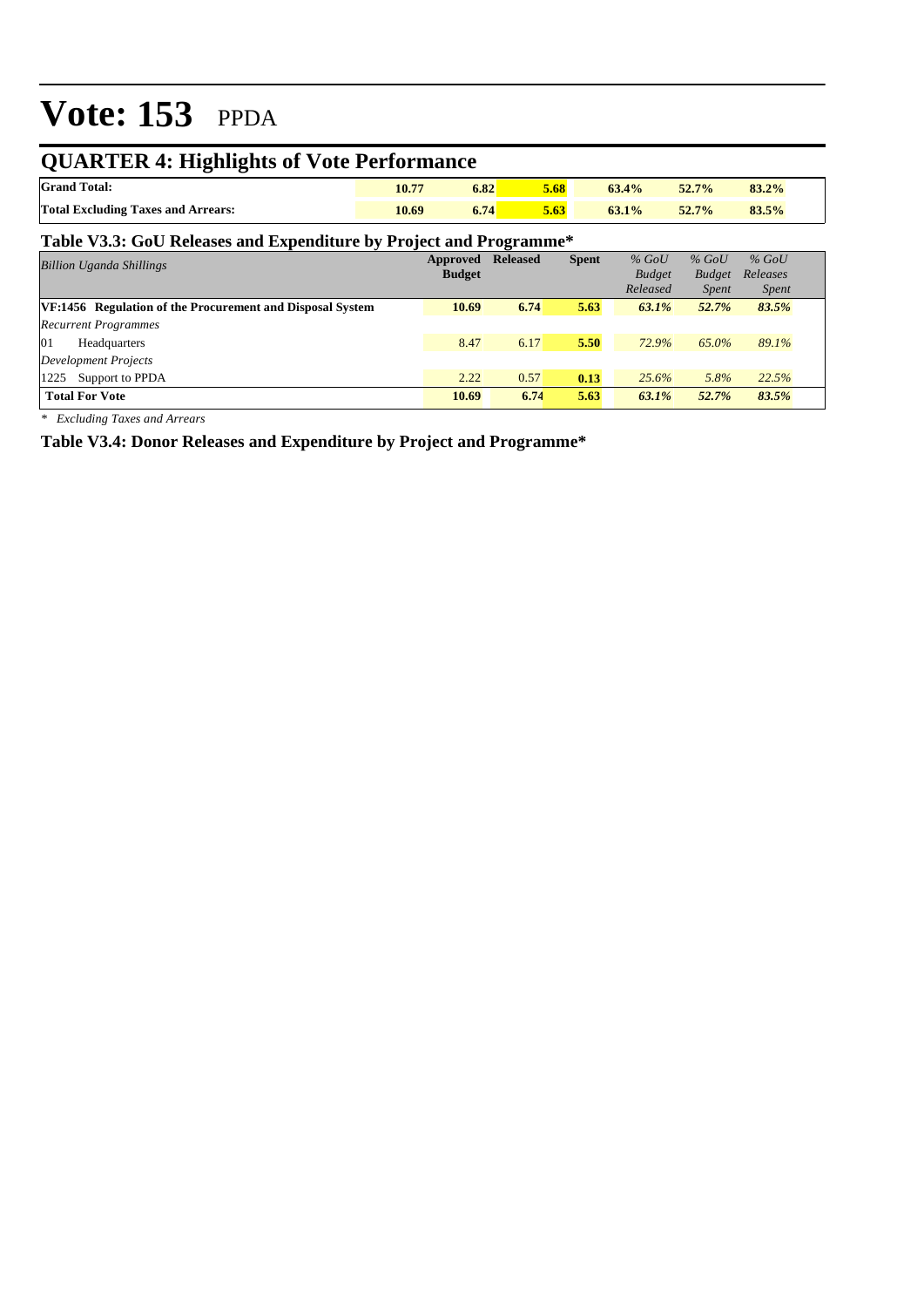# Vote: 153 PPDA

## QUARTER 4: Highlights of Vote Performance

| | | | | | | |
|---|---|---|---|---|---|---|
| **Grand Total:** | **10.77** | **6.82** | **5.68** | **63.4%** | **52.7%** | **83.2%** |
| **Total Excluding Taxes and Arrears:** | **10.69** | **6.74** | **5.63** | **63.1%** | **52.7%** | **83.5%** |

### Table V3.3: GoU Releases and Expenditure by Project and Programme*

| *Billion Uganda Shillings* | **Approved Budget** | **Released** | **Spent** | *% GoU Budget Released* | *% GoU Budget Spent* | *% GoU Releases Spent* |
|---|---|---|---|---|---|---|
| **VF:1456 Regulation of the Procurement and Disposal System** | **10.69** | **6.74** | **5.63** | ***63.1%*** | ***52.7%*** | ***83.5%*** |
| *Recurrent Programmes* | | | | | | |
| 01 Headquarters | 8.47 | 6.17 | **5.50** | *72.9%* | *65.0%* | *89.1%* |
| *Development Projects* | | | | | | |
| 1225 Support to PPDA | 2.22 | 0.57 | **0.13** | *25.6%* | *5.8%* | *22.5%* |
| **Total For Vote** | **10.69** | **6.74** | **5.63** | ***63.1%*** | ***52.7%*** | ***83.5%*** |

\* *Excluding Taxes and Arrears*

### Table V3.4: Donor Releases and Expenditure by Project and Programme*